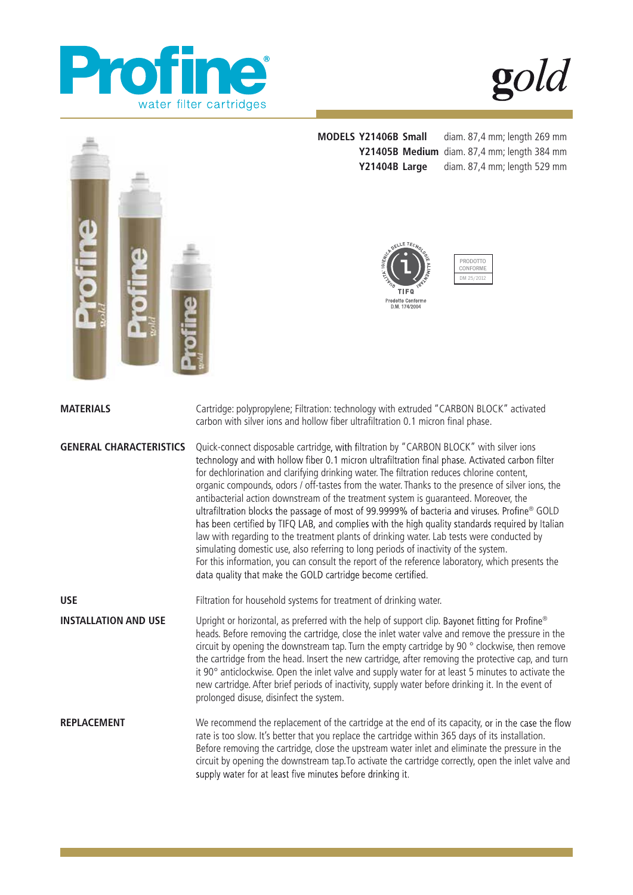# Profine®

water filter cartridges

# gold

| MODELS | | |
|---|---|---|
| **Y21406B** | **Small** | diam. 87,4 mm; length 269 mm |
| **Y21405B** | **Medium** | diam. 87,4 mm; length 384 mm |
| **Y21404B** | **Large** | diam. 87,4 mm; length 529 mm |

QUALITA' IGIENICA DELLE TECNOLOGIE ALIMENTARI
TIFQ
Prodotto Conforme
D.M. 174/2004

PRODOTTO CONFORME
DM 25/2012

**MATERIALS**

Cartridge: polypropylene; Filtration: technology with extruded "CARBON BLOCK" activated carbon with silver ions and hollow fiber ultrafiltration 0.1 micron final phase.

**GENERAL CHARACTERISTICS**

Quick-connect disposable cartridge, with filtration by "CARBON BLOCK" with silver ions technology and with hollow fiber 0.1 micron ultrafiltration final phase. Activated carbon filter for dechlorination and clarifying drinking water. The filtration reduces chlorine content, organic compounds, odors / off-tastes from the water. Thanks to the presence of silver ions, the antibacterial action downstream of the treatment system is guaranteed. Moreover, the ultrafiltration blocks the passage of most of 99.9999% of bacteria and viruses. Profine® GOLD has been certified by TIFQ LAB, and complies with the high quality standards required by Italian law with regarding to the treatment plants of drinking water. Lab tests were conducted by simulating domestic use, also referring to long periods of inactivity of the system.
For this information, you can consult the report of the reference laboratory, which presents the data quality that make the GOLD cartridge become certified.

**USE**

Filtration for household systems for treatment of drinking water.

**INSTALLATION AND USE**

Upright or horizontal, as preferred with the help of support clip. Bayonet fitting for Profine® heads. Before removing the cartridge, close the inlet water valve and remove the pressure in the circuit by opening the downstream tap. Turn the empty cartridge by 90 ° clockwise, then remove the cartridge from the head. Insert the new cartridge, after removing the protective cap, and turn it 90° anticlockwise. Open the inlet valve and supply water for at least 5 minutes to activate the new cartridge. After brief periods of inactivity, supply water before drinking it. In the event of prolonged disuse, disinfect the system.

**REPLACEMENT**

We recommend the replacement of the cartridge at the end of its capacity, or in the case the flow rate is too slow. It's better that you replace the cartridge within 365 days of its installation. Before removing the cartridge, close the upstream water inlet and eliminate the pressure in the circuit by opening the downstream tap.To activate the cartridge correctly, open the inlet valve and supply water for at least five minutes before drinking it.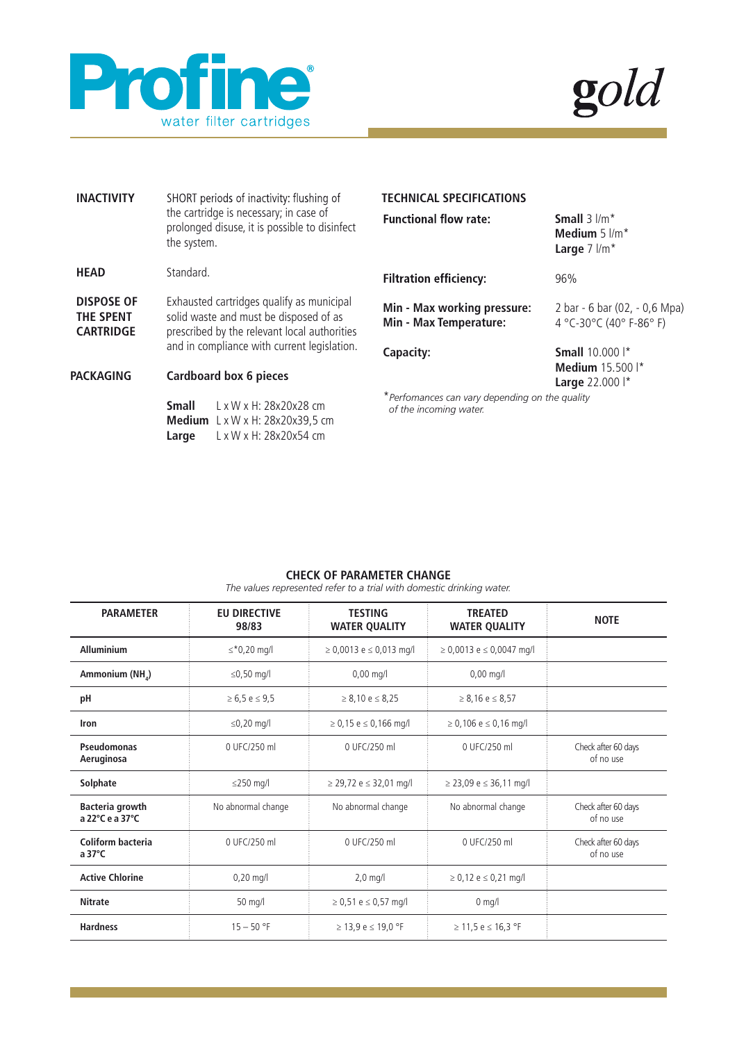# Profine® water filter cartridges

# gold

**INACTIVITY** SHORT periods of inactivity: flushing of the cartridge is necessary; in case of prolonged disuse, it is possible to disinfect the system.

**HEAD** Standard.

**DISPOSE OF THE SPENT CARTRIDGE** Exhausted cartridges qualify as municipal solid waste and must be disposed of as prescribed by the relevant local authorities and in compliance with current legislation.

**PACKAGING** **Cardboard box 6 pieces**

**Small** L x W x H: 28x20x28 cm
**Medium** L x W x H: 28x20x39,5 cm
**Large** L x W x H: 28x20x54 cm

## TECHNICAL SPECIFICATIONS

**Functional flow rate:** **Small** 3 l/m* **Medium** 5 l/m* **Large** 7 l/m*

**Filtration efficiency:** 96%

**Min - Max working pressure:** 2 bar - 6 bar (02, - 0,6 Mpa)
**Min - Max Temperature:** 4 °C-30°C (40° F-86° F)

**Capacity:** **Small** 10.000 l* **Medium** 15.500 l* **Large** 22.000 l*

*\*Perfomances can vary depending on the quality of the incoming water.*

## CHECK OF PARAMETER CHANGE

*The values represented refer to a trial with domestic drinking water.*

| PARAMETER | EU DIRECTIVE 98/83 | TESTING WATER QUALITY | TREATED WATER QUALITY | NOTE |
|---|---|---|---|---|
| **Alluminium** | ≤*0,20 mg/l | ≥ 0,0013 e ≤ 0,013 mg/l | ≥ 0,0013 e ≤ 0,0047 mg/l | |
| **Ammonium ($NH_4$)** | ≤0,50 mg/l | 0,00 mg/l | 0,00 mg/l | |
| **pH** | ≥ 6,5 e ≤ 9,5 | ≥ 8,10 e ≤ 8,25 | ≥ 8,16 e ≤ 8,57 | |
| **Iron** | ≤0,20 mg/l | ≥ 0,15 e ≤ 0,166 mg/l | ≥ 0,106 e ≤ 0,16 mg/l | |
| **Pseudomonas Aeruginosa** | 0 UFC/250 ml | 0 UFC/250 ml | 0 UFC/250 ml | Check after 60 days of no use |
| **Solphate** | ≤250 mg/l | ≥ 29,72 e ≤ 32,01 mg/l | ≥ 23,09 e ≤ 36,11 mg/l | |
| **Bacteria growth a 22°C e a 37°C** | No abnormal change | No abnormal change | No abnormal change | Check after 60 days of no use |
| **Coliform bacteria a 37°C** | 0 UFC/250 ml | 0 UFC/250 ml | 0 UFC/250 ml | Check after 60 days of no use |
| **Active Chlorine** | 0,20 mg/l | 2,0 mg/l | ≥ 0,12 e ≤ 0,21 mg/l | |
| **Nitrate** | 50 mg/l | ≥ 0,51 e ≤ 0,57 mg/l | 0 mg/l | |
| **Hardness** | 15 – 50 °F | ≥ 13,9 e ≤ 19,0 °F | ≥ 11,5 e ≤ 16,3 °F | |